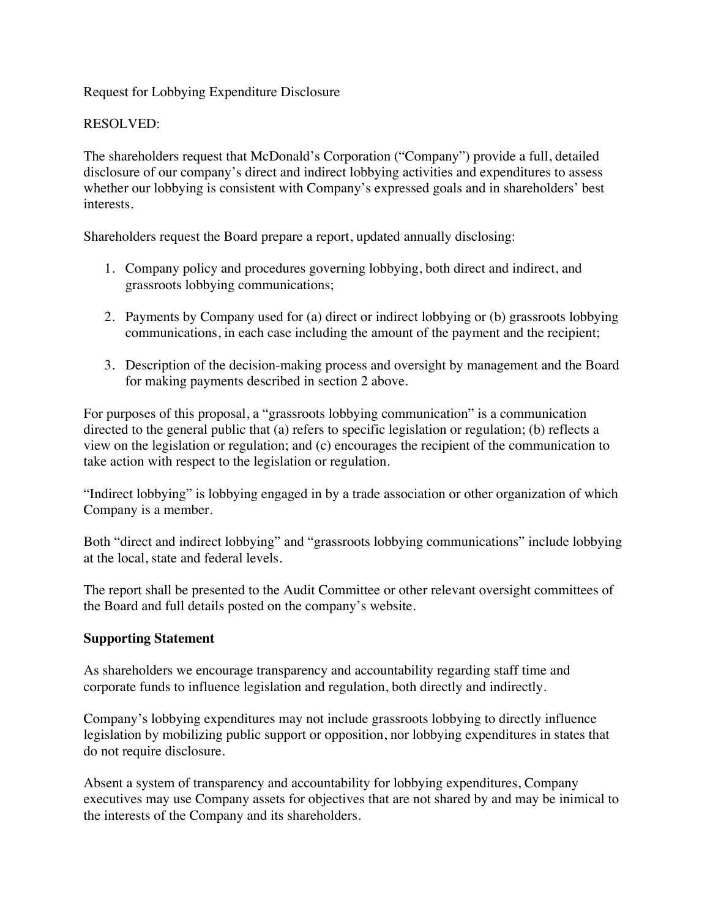Request for Lobbying Expenditure Disclosure

RESOLVED:

The shareholders request that McDonald's Corporation ("Company") provide a full, detailed disclosure of our company's direct and indirect lobbying activities and expenditures to assess whether our lobbying is consistent with Company's expressed goals and in shareholders' best interests.

Shareholders request the Board prepare a report, updated annually disclosing:

1. Company policy and procedures governing lobbying, both direct and indirect, and grassroots lobbying communications;

2. Payments by Company used for (a) direct or indirect lobbying or (b) grassroots lobbying communications, in each case including the amount of the payment and the recipient;

3. Description of the decision-making process and oversight by management and the Board for making payments described in section 2 above.

For purposes of this proposal, a "grassroots lobbying communication" is a communication directed to the general public that (a) refers to specific legislation or regulation; (b) reflects a view on the legislation or regulation; and (c) encourages the recipient of the communication to take action with respect to the legislation or regulation.

"Indirect lobbying" is lobbying engaged in by a trade association or other organization of which Company is a member.

Both "direct and indirect lobbying" and "grassroots lobbying communications" include lobbying at the local, state and federal levels.

The report shall be presented to the Audit Committee or other relevant oversight committees of the Board and full details posted on the company's website.

**Supporting Statement**

As shareholders we encourage transparency and accountability regarding staff time and corporate funds to influence legislation and regulation, both directly and indirectly.

Company's lobbying expenditures may not include grassroots lobbying to directly influence legislation by mobilizing public support or opposition, nor lobbying expenditures in states that do not require disclosure.

Absent a system of transparency and accountability for lobbying expenditures, Company executives may use Company assets for objectives that are not shared by and may be inimical to the interests of the Company and its shareholders.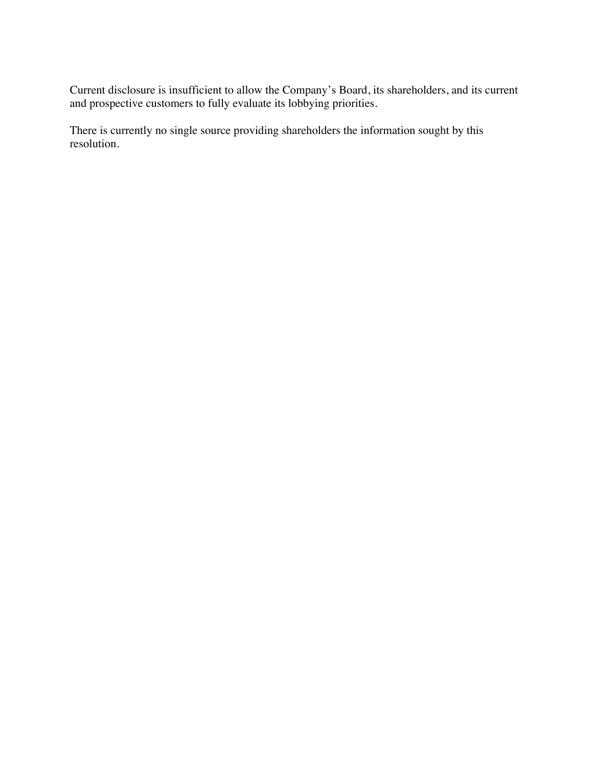Current disclosure is insufficient to allow the Company's Board, its shareholders, and its current and prospective customers to fully evaluate its lobbying priorities.

There is currently no single source providing shareholders the information sought by this resolution.